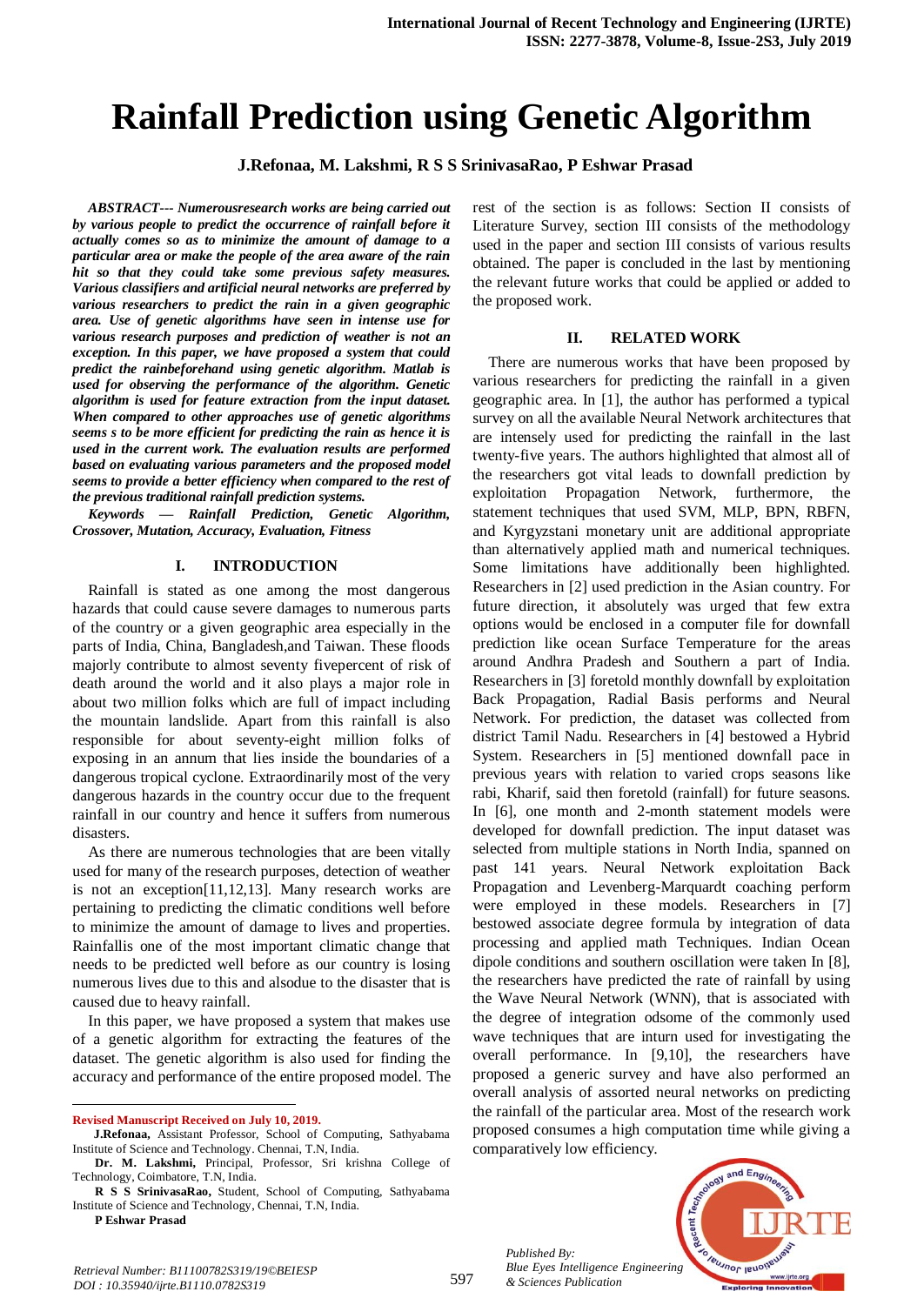# Rainfall Prediction using Genetic Algorithm

**J.Refonaa, M. Lakshmi, R S S SrinivasaRao, P Eshwar Prasad**

***ABSTRACT--- Numerousresearch works are being carried out by various people to predict the occurrence of rainfall before it actually comes so as to minimize the amount of damage to a particular area or make the people of the area aware of the rain hit so that they could take some previous safety measures. Various classifiers and artificial neural networks are preferred by various researchers to predict the rain in a given geographic area. Use of genetic algorithms have seen in intense use for various research purposes and prediction of weather is not an exception. In this paper, we have proposed a system that could predict the rainbeforehand using genetic algorithm. Matlab is used for observing the performance of the algorithm. Genetic algorithm is used for feature extraction from the input dataset. When compared to other approaches use of genetic algorithms seems s to be more efficient for predicting the rain as hence it is used in the current work. The evaluation results are performed based on evaluating various parameters and the proposed model seems to provide a better efficiency when compared to the rest of the previous traditional rainfall prediction systems.***

***Keywords — Rainfall Prediction, Genetic Algorithm, Crossover, Mutation, Accuracy, Evaluation, Fitness***

## I. INTRODUCTION

Rainfall is stated as one among the most dangerous hazards that could cause severe damages to numerous parts of the country or a given geographic area especially in the parts of India, China, Bangladesh,and Taiwan. These floods majorly contribute to almost seventy fivepercent of risk of death around the world and it also plays a major role in about two million folks which are full of impact including the mountain landslide. Apart from this rainfall is also responsible for about seventy-eight million folks of exposing in an annum that lies inside the boundaries of a dangerous tropical cyclone. Extraordinarily most of the very dangerous hazards in the country occur due to the frequent rainfall in our country and hence it suffers from numerous disasters.

As there are numerous technologies that are been vitally used for many of the research purposes, detection of weather is not an exception[11,12,13]. Many research works are pertaining to predicting the climatic conditions well before to minimize the amount of damage to lives and properties. Rainfallis one of the most important climatic change that needs to be predicted well before as our country is losing numerous lives due to this and alsodue to the disaster that is caused due to heavy rainfall.

In this paper, we have proposed a system that makes use of a genetic algorithm for extracting the features of the dataset. The genetic algorithm is also used for finding the accuracy and performance of the entire proposed model. The rest of the section is as follows: Section II consists of Literature Survey, section III consists of the methodology used in the paper and section III consists of various results obtained. The paper is concluded in the last by mentioning the relevant future works that could be applied or added to the proposed work.

## II. RELATED WORK

There are numerous works that have been proposed by various researchers for predicting the rainfall in a given geographic area. In [1], the author has performed a typical survey on all the available Neural Network architectures that are intensely used for predicting the rainfall in the last twenty-five years. The authors highlighted that almost all of the researchers got vital leads to downfall prediction by exploitation Propagation Network, furthermore, the statement techniques that used SVM, MLP, BPN, RBFN, and Kyrgyzstani monetary unit are additional appropriate than alternatively applied math and numerical techniques. Some limitations have additionally been highlighted. Researchers in [2] used prediction in the Asian country. For future direction, it absolutely was urged that few extra options would be enclosed in a computer file for downfall prediction like ocean Surface Temperature for the areas around Andhra Pradesh and Southern a part of India. Researchers in [3] foretold monthly downfall by exploitation Back Propagation, Radial Basis performs and Neural Network. For prediction, the dataset was collected from district Tamil Nadu. Researchers in [4] bestowed a Hybrid System. Researchers in [5] mentioned downfall pace in previous years with relation to varied crops seasons like rabi, Kharif, said then foretold (rainfall) for future seasons. In [6], one month and 2-month statement models were developed for downfall prediction. The input dataset was selected from multiple stations in North India, spanned on past 141 years. Neural Network exploitation Back Propagation and Levenberg-Marquardt coaching perform were employed in these models. Researchers in [7] bestowed associate degree formula by integration of data processing and applied math Techniques. Indian Ocean dipole conditions and southern oscillation were taken In [8], the researchers have predicted the rate of rainfall by using the Wave Neural Network (WNN), that is associated with the degree of integration odsome of the commonly used wave techniques that are inturn used for investigating the overall performance. In [9,10], the researchers have proposed a generic survey and have also performed an overall analysis of assorted neural networks on predicting the rainfall of the particular area. Most of the research work proposed consumes a high computation time while giving a comparatively low efficiency.

---

**Revised Manuscript Received on July 10, 2019.**

**J.Refonaa,** Assistant Professor, School of Computing, Sathyabama Institute of Science and Technology. Chennai, T.N, India.

**Dr. M. Lakshmi,** Principal, Professor, Sri krishna College of Technology, Coimbatore, T.N, India.

**R S S SrinivasaRao,** Student, School of Computing, Sathyabama Institute of Science and Technology, Chennai, T.N, India.

**P Eshwar Prasad**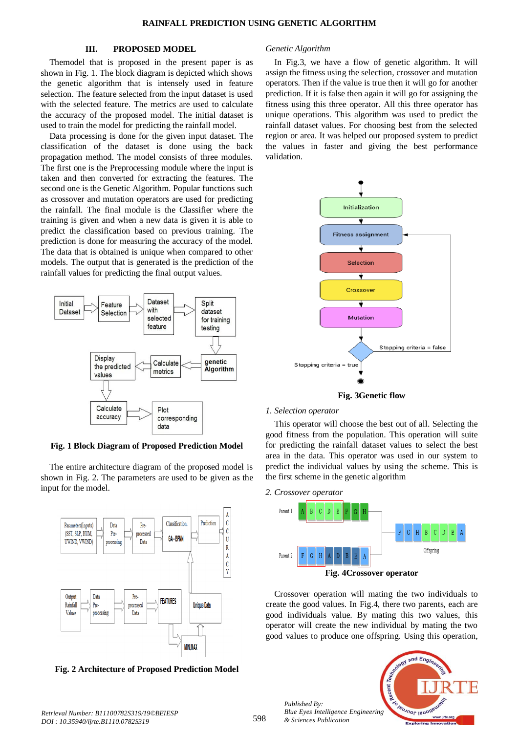## III. PROPOSED MODEL

Themodel that is proposed in the present paper is as shown in Fig. 1. The block diagram is depicted which shows the genetic algorithm that is intensely used in feature selection. The feature selected from the input dataset is used with the selected feature. The metrics are used to calculate the accuracy of the proposed model. The initial dataset is used to train the model for predicting the rainfall model.

Data processing is done for the given input dataset. The classification of the dataset is done using the back propagation method. The model consists of three modules. The first one is the Preprocessing module where the input is taken and then converted for extracting the features. The second one is the Genetic Algorithm. Popular functions such as crossover and mutation operators are used for predicting the rainfall. The final module is the Classifier where the training is given and when a new data is given it is able to predict the classification based on previous training. The prediction is done for measuring the accuracy of the model. The data that is obtained is unique when compared to other models. The output that is generated is the prediction of the rainfall values for predicting the final output values.

**Fig. 1 Block Diagram of Proposed Prediction Model**

The entire architecture diagram of the proposed model is shown in Fig. 2. The parameters are used to be given as the input for the model.

**Fig. 2 Architecture of Proposed Prediction Model**

*Genetic Algorithm*

In Fig.3, we have a flow of genetic algorithm. It will assign the fitness using the selection, crossover and mutation operators. Then if the value is true then it will go for another prediction. If it is false then again it will go for assigning the fitness using this three operator. All this three operator has unique operations. This algorithm was used to predict the rainfall dataset values. For choosing best from the selected region or area. It was helped our proposed system to predict the values in faster and giving the best performance validation.

**Fig. 3Genetic flow**

*1. Selection operator*

This operator will choose the best out of all. Selecting the good fitness from the population. This operation will suite for predicting the rainfall dataset values to select the best area in the data. This operator was used in our system to predict the individual values by using the scheme. This is the first scheme in the genetic algorithm

*2. Crossover operator*

**Fig. 4Crossover operator**

Crossover operation will mating the two individuals to create the good values. In Fig.4, there two parents, each are good individuals value. By mating this two values, this operator will create the new individual by mating the two good values to produce one offspring. Using this operation,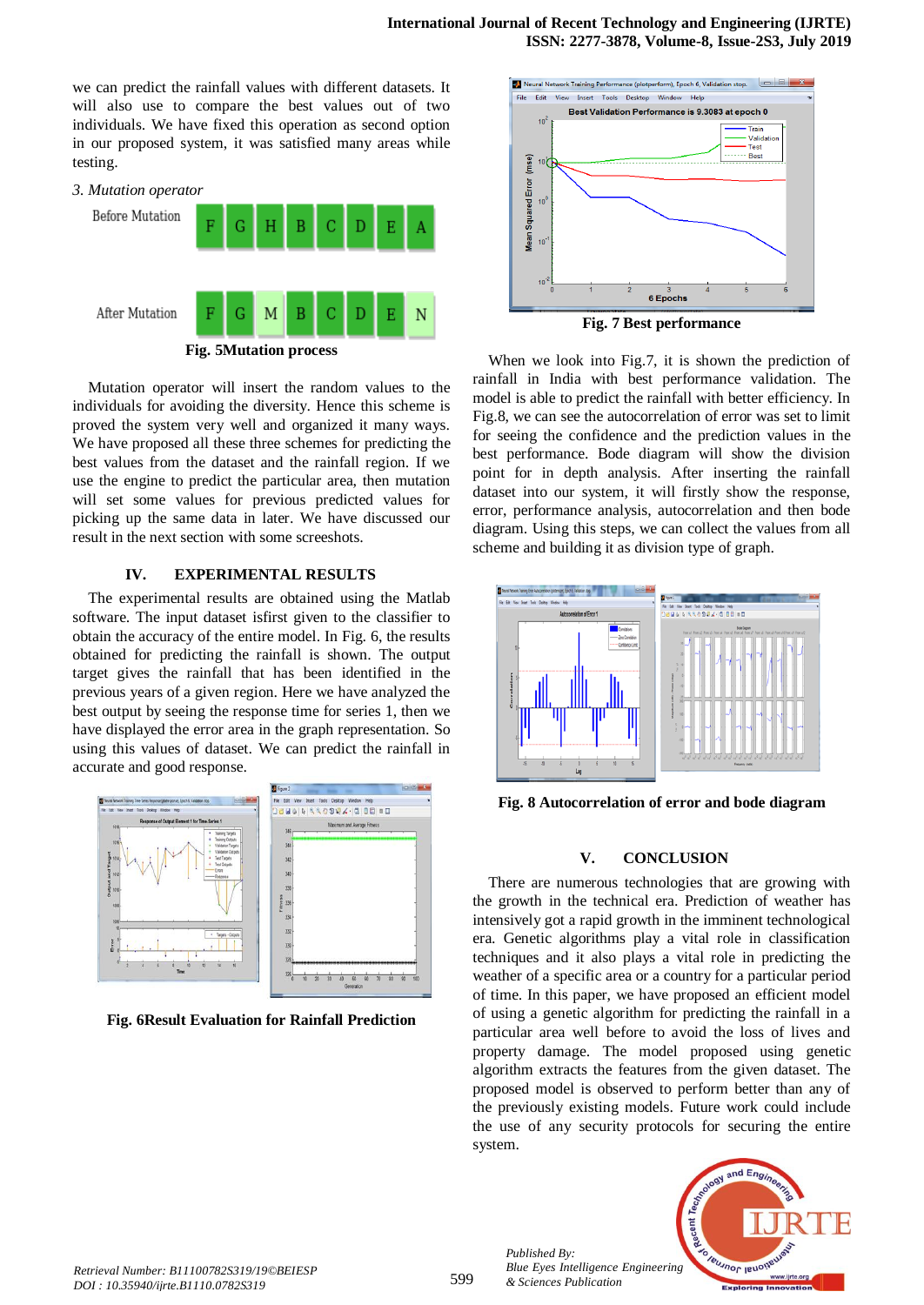we can predict the rainfall values with different datasets. It will also use to compare the best values out of two individuals. We have fixed this operation as second option in our proposed system, it was satisfied many areas while testing.

*3. Mutation operator*

| Before Mutation | F | G | H | B | C | D | E | A |
|---|---|---|---|---|---|---|---|---|
| After Mutation | F | G | M | B | C | D | E | N |

**Fig. 5Mutation process**

Mutation operator will insert the random values to the individuals for avoiding the diversity. Hence this scheme is proved the system very well and organized it many ways. We have proposed all these three schemes for predicting the best values from the dataset and the rainfall region. If we use the engine to predict the particular area, then mutation will set some values for previous predicted values for picking up the same data in later. We have discussed our result in the next section with some screeshots.

## IV. EXPERIMENTAL RESULTS

The experimental results are obtained using the Matlab software. The input dataset isfirst given to the classifier to obtain the accuracy of the entire model. In Fig. 6, the results obtained for predicting the rainfall is shown. The output target gives the rainfall that has been identified in the previous years of a given region. Here we have analyzed the best output by seeing the response time for series 1, then we have displayed the error area in the graph representation. So using this values of dataset. We can predict the rainfall in accurate and good response.

**Fig. 6Result Evaluation for Rainfall Prediction**

**Fig. 7 Best performance**

When we look into Fig.7, it is shown the prediction of rainfall in India with best performance validation. The model is able to predict the rainfall with better efficiency. In Fig.8, we can see the autocorrelation of error was set to limit for seeing the confidence and the prediction values in the best performance. Bode diagram will show the division point for in depth analysis. After inserting the rainfall dataset into our system, it will firstly show the response, error, performance analysis, autocorrelation and then bode diagram. Using this steps, we can collect the values from all scheme and building it as division type of graph.

**Fig. 8 Autocorrelation of error and bode diagram**

## V. CONCLUSION

There are numerous technologies that are growing with the growth in the technical era. Prediction of weather has intensively got a rapid growth in the imminent technological era. Genetic algorithms play a vital role in classification techniques and it also plays a vital role in predicting the weather of a specific area or a country for a particular period of time. In this paper, we have proposed an efficient model of using a genetic algorithm for predicting the rainfall in a particular area well before to avoid the loss of lives and property damage. The model proposed using genetic algorithm extracts the features from the given dataset. The proposed model is observed to perform better than any of the previously existing models. Future work could include the use of any security protocols for securing the entire system.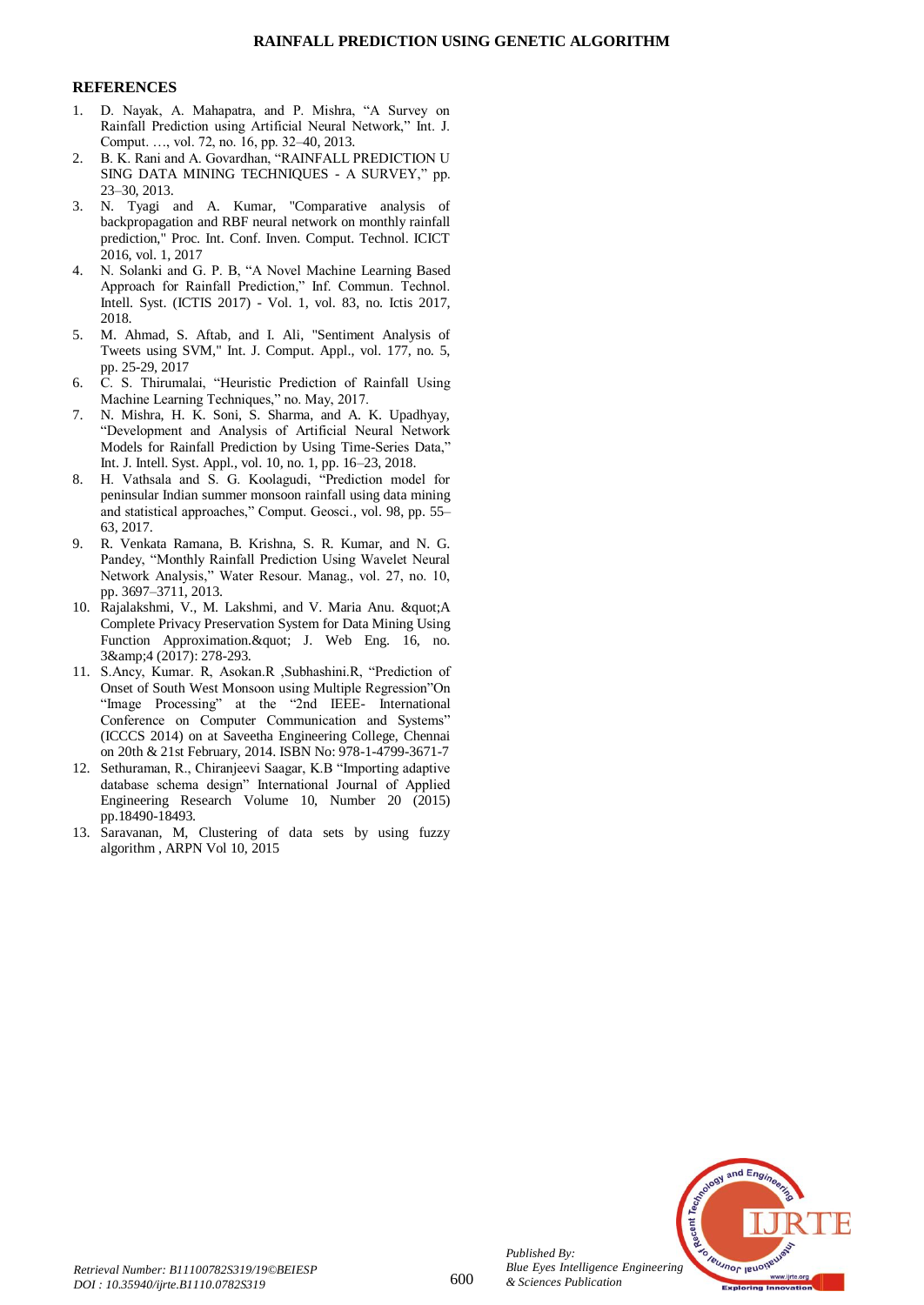## REFERENCES

1. D. Nayak, A. Mahapatra, and P. Mishra, "A Survey on Rainfall Prediction using Artificial Neural Network," Int. J. Comput. …, vol. 72, no. 16, pp. 32–40, 2013.
2. B. K. Rani and A. Govardhan, "RAINFALL PREDICTION U SING DATA MINING TECHNIQUES - A SURVEY," pp. 23–30, 2013.
3. N. Tyagi and A. Kumar, "Comparative analysis of backpropagation and RBF neural network on monthly rainfall prediction," Proc. Int. Conf. Inven. Comput. Technol. ICICT 2016, vol. 1, 2017
4. N. Solanki and G. P. B, "A Novel Machine Learning Based Approach for Rainfall Prediction," Inf. Commun. Technol. Intell. Syst. (ICTIS 2017) - Vol. 1, vol. 83, no. Ictis 2017, 2018.
5. M. Ahmad, S. Aftab, and I. Ali, "Sentiment Analysis of Tweets using SVM," Int. J. Comput. Appl., vol. 177, no. 5, pp. 25-29, 2017
6. C. S. Thirumalai, "Heuristic Prediction of Rainfall Using Machine Learning Techniques," no. May, 2017.
7. N. Mishra, H. K. Soni, S. Sharma, and A. K. Upadhyay, "Development and Analysis of Artificial Neural Network Models for Rainfall Prediction by Using Time-Series Data," Int. J. Intell. Syst. Appl., vol. 10, no. 1, pp. 16–23, 2018.
8. H. Vathsala and S. G. Koolagudi, "Prediction model for peninsular Indian summer monsoon rainfall using data mining and statistical approaches," Comput. Geosci., vol. 98, pp. 55–63, 2017.
9. R. Venkata Ramana, B. Krishna, S. R. Kumar, and N. G. Pandey, "Monthly Rainfall Prediction Using Wavelet Neural Network Analysis," Water Resour. Manag., vol. 27, no. 10, pp. 3697–3711, 2013.
10. Rajalakshmi, V., M. Lakshmi, and V. Maria Anu. &quot;A Complete Privacy Preservation System for Data Mining Using Function Approximation.&quot; J. Web Eng. 16, no. 3&amp;4 (2017): 278-293.
11. S.Ancy, Kumar. R, Asokan.R ,Subhashini.R, "Prediction of Onset of South West Monsoon using Multiple Regression"On "Image Processing" at the "2nd IEEE- International Conference on Computer Communication and Systems" (ICCCS 2014) on at Saveetha Engineering College, Chennai on 20th & 21st February, 2014. ISBN No: 978-1-4799-3671-7
12. Sethuraman, R., Chiranjeevi Saagar, K.B "Importing adaptive database schema design" International Journal of Applied Engineering Research Volume 10, Number 20 (2015) pp.18490-18493.
13. Saravanan, M, Clustering of data sets by using fuzzy algorithm , ARPN Vol 10, 2015